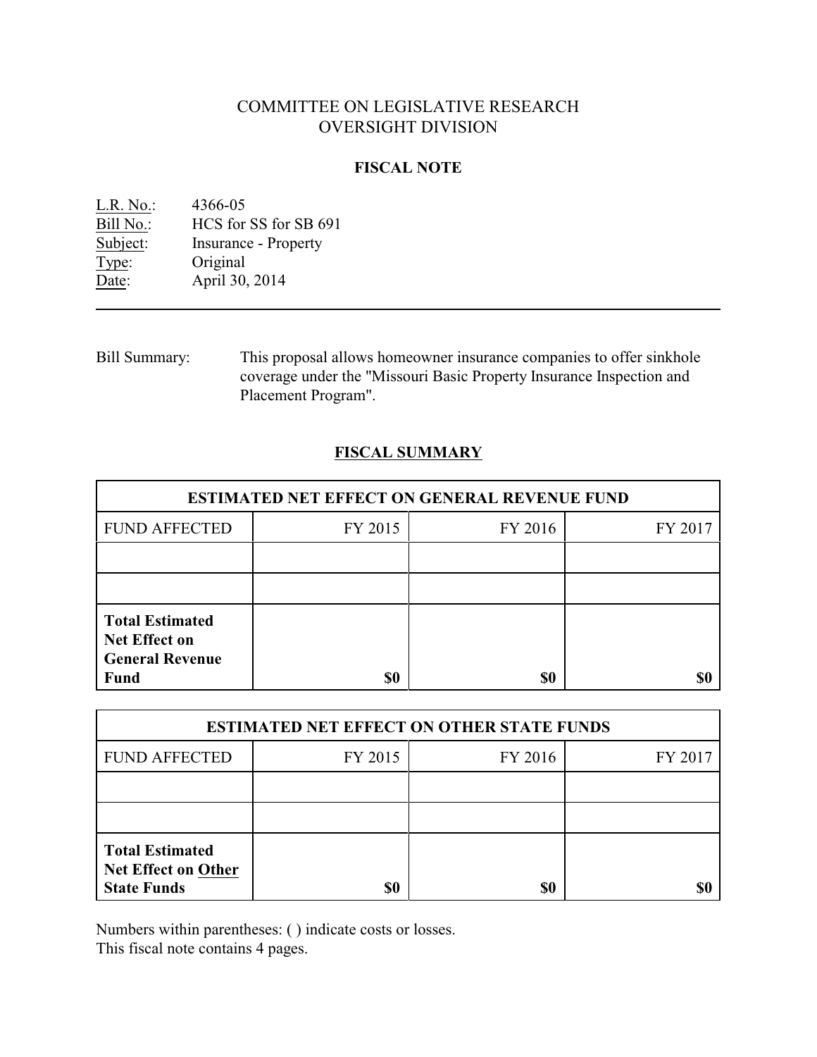# COMMITTEE ON LEGISLATIVE RESEARCH
# OVERSIGHT DIVISION

## FISCAL NOTE

L.R. No.: 4366-05
Bill No.: HCS for SS for SB 691
Subject: Insurance - Property
Type: Original
Date: April 30, 2014

---

Bill Summary: This proposal allows homeowner insurance companies to offer sinkhole coverage under the "Missouri Basic Property Insurance Inspection and Placement Program".

## FISCAL SUMMARY

| ESTIMATED NET EFFECT ON GENERAL REVENUE FUND | | | |
|---|---|---|---|
| FUND AFFECTED | FY 2015 | FY 2016 | FY 2017 |
| | | | |
| | | | |
| **Total Estimated Net Effect on General Revenue Fund** | **$0** | **$0** | **$0** |

| ESTIMATED NET EFFECT ON OTHER STATE FUNDS | | | |
|---|---|---|---|
| FUND AFFECTED | FY 2015 | FY 2016 | FY 2017 |
| | | | |
| | | | |
| **Total Estimated Net Effect on Other State Funds** | **$0** | **$0** | **$0** |

Numbers within parentheses: ( ) indicate costs or losses.
This fiscal note contains 4 pages.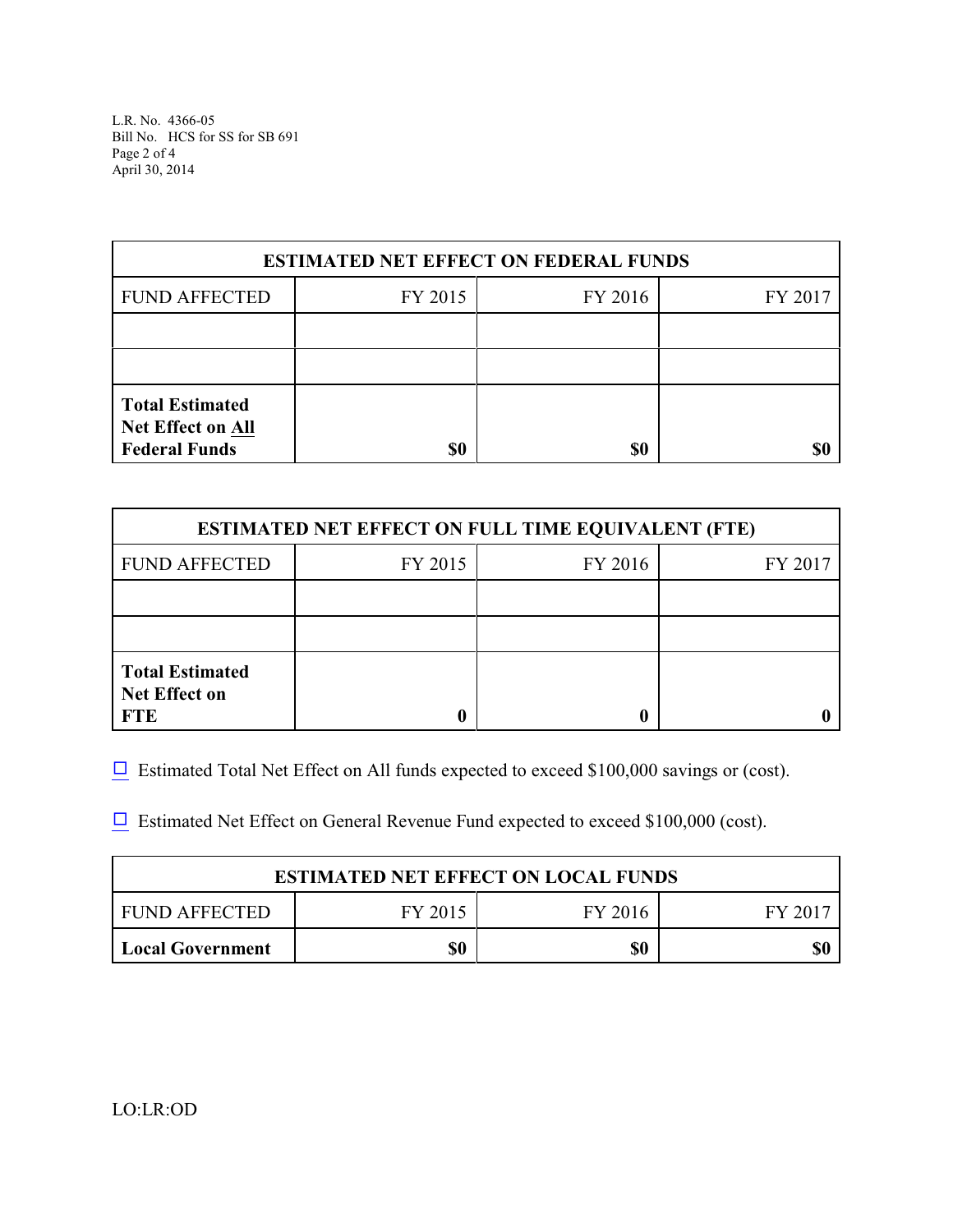| ESTIMATED NET EFFECT ON FEDERAL FUNDS | | | |
|---|---|---|---|
| FUND AFFECTED | FY 2015 | FY 2016 | FY 2017 |
| | | | |
| | | | |
| **Total Estimated Net Effect on All Federal Funds** | **$0** | **$0** | **$0** |

| ESTIMATED NET EFFECT ON FULL TIME EQUIVALENT (FTE) | | | |
|---|---|---|---|
| FUND AFFECTED | FY 2015 | FY 2016 | FY 2017 |
| | | | |
| | | | |
| **Total Estimated Net Effect on FTE** | **0** | **0** | **0** |

☐ Estimated Total Net Effect on All funds expected to exceed $100,000 savings or (cost).

☐ Estimated Net Effect on General Revenue Fund expected to exceed $100,000 (cost).

| ESTIMATED NET EFFECT ON LOCAL FUNDS | | | |
|---|---|---|---|
| FUND AFFECTED | FY 2015 | FY 2016 | FY 2017 |
| **Local Government** | **$0** | **$0** | **$0** |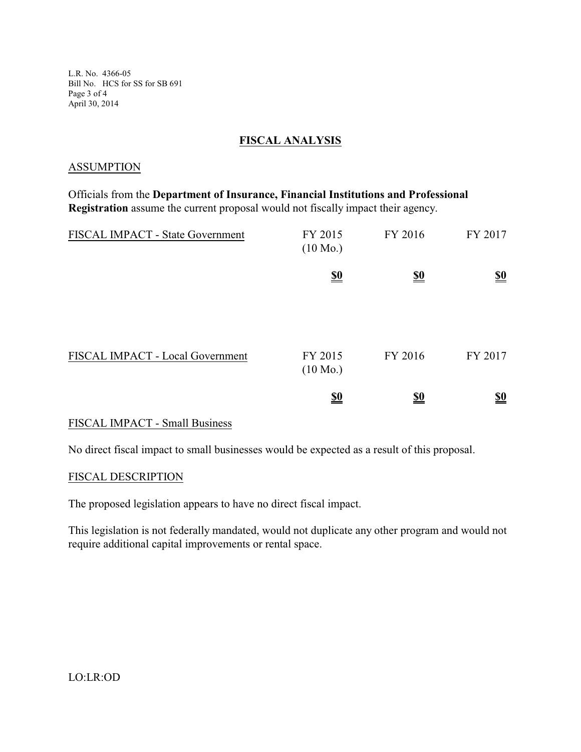## FISCAL ANALYSIS

### ASSUMPTION

Officials from the **Department of Insurance, Financial Institutions and Professional Registration** assume the current proposal would not fiscally impact their agency.

| FISCAL IMPACT - State Government | FY 2015 (10 Mo.) | FY 2016 | FY 2017 |
|---|---|---|---|
| | **$0** | **$0** | **$0** |

| FISCAL IMPACT - Local Government | FY 2015 (10 Mo.) | FY 2016 | FY 2017 |
|---|---|---|---|
| | **$0** | **$0** | **$0** |

### FISCAL IMPACT - Small Business

No direct fiscal impact to small businesses would be expected as a result of this proposal.

### FISCAL DESCRIPTION

The proposed legislation appears to have no direct fiscal impact.

This legislation is not federally mandated, would not duplicate any other program and would not require additional capital improvements or rental space.

LO:LR:OD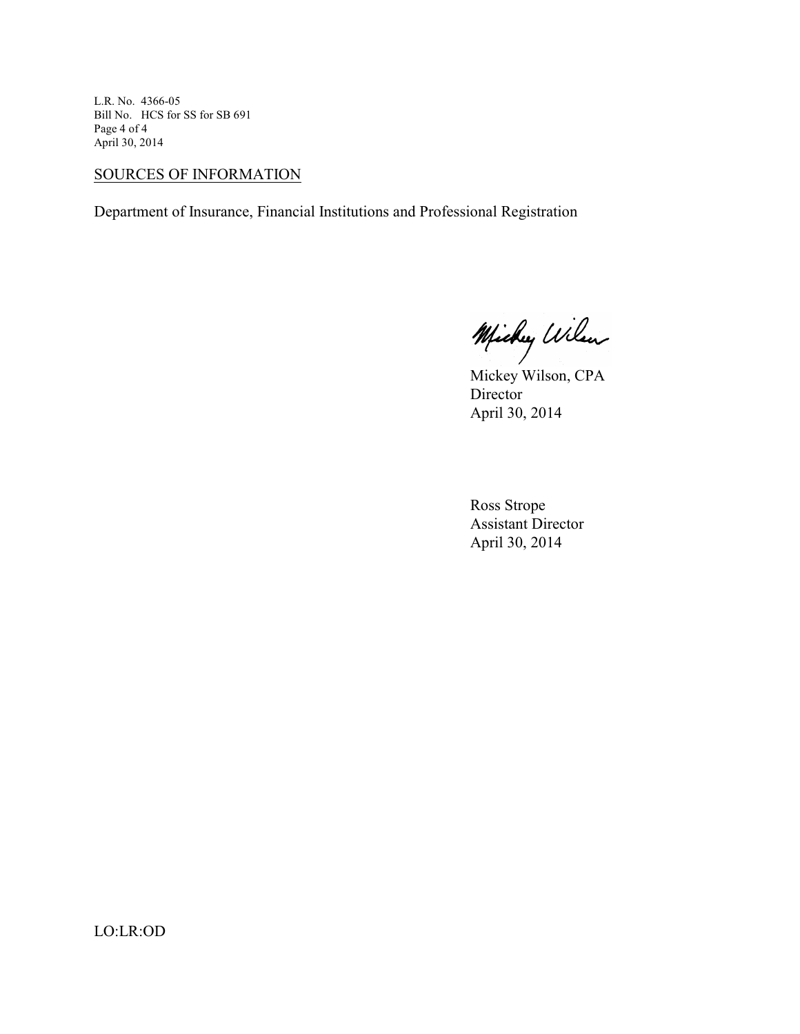SOURCES OF INFORMATION

Department of Insurance, Financial Institutions and Professional Registration

Mickey Wilson, CPA
Director
April 30, 2014

Ross Strope
Assistant Director
April 30, 2014

LO:LR:OD